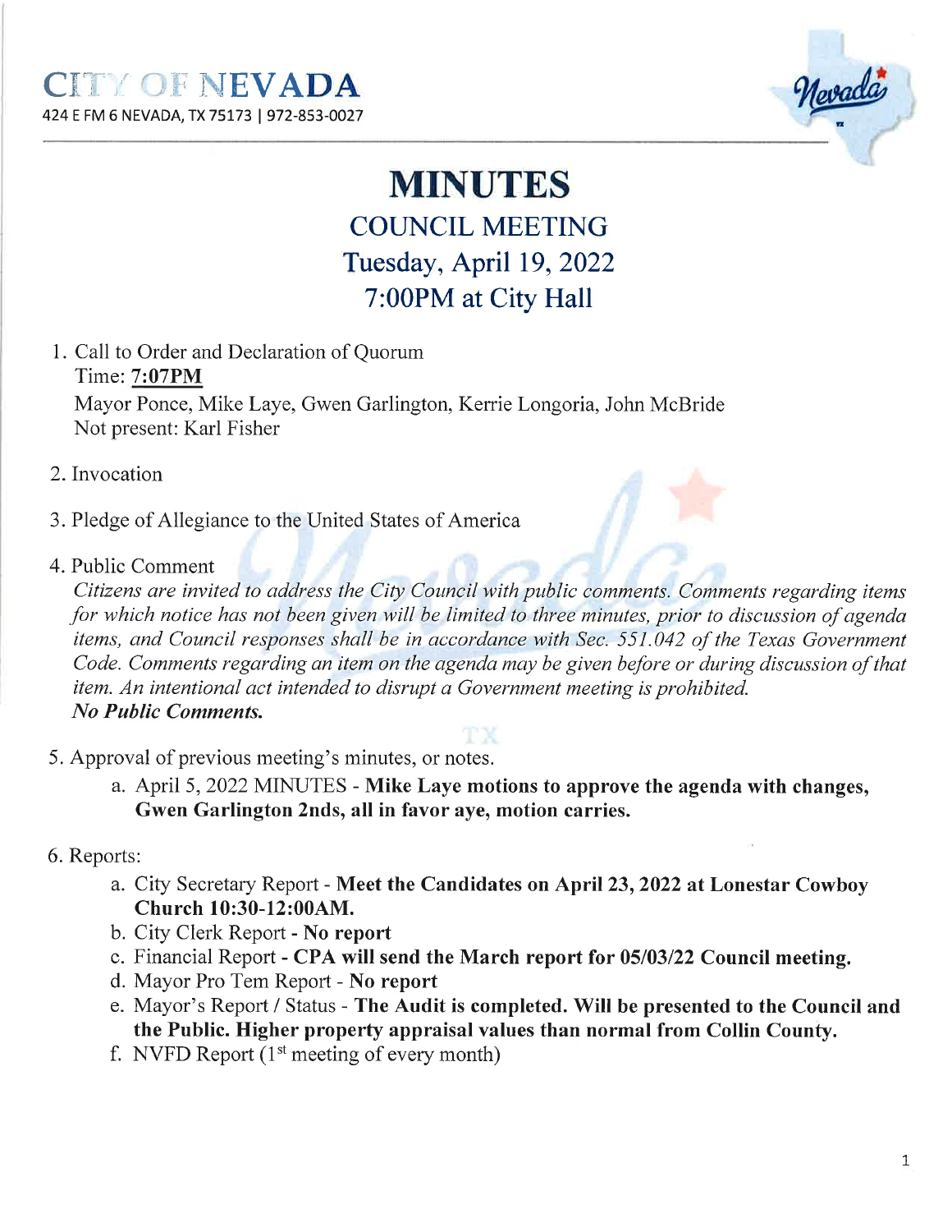# CITY OF NEVADA

424 E FM 6 NEVADA, TX 75173 | 972-853-0027

# MINUTES

## COUNCIL MEETING

## Tuesday, April 19, 2022

## 7:00PM at City Hall

1. Call to Order and Declaration of Quorum
   Time: **7:07PM**
   Mayor Ponce, Mike Laye, Gwen Garlington, Kerrie Longoria, John McBride
   Not present: Karl Fisher

2. Invocation

3. Pledge of Allegiance to the United States of America

4. Public Comment
   *Citizens are invited to address the City Council with public comments. Comments regarding items for which notice has not been given will be limited to three minutes, prior to discussion of agenda items, and Council responses shall be in accordance with Sec. 551.042 of the Texas Government Code. Comments regarding an item on the agenda may be given before or during discussion of that item. An intentional act intended to disrupt a Government meeting is prohibited.*
   ***No Public Comments.***

5. Approval of previous meeting's minutes, or notes.
   a. April 5, 2022 MINUTES - **Mike Laye motions to approve the agenda with changes, Gwen Garlington 2nds, all in favor aye, motion carries.**

6. Reports:
   a. City Secretary Report - **Meet the Candidates on April 23, 2022 at Lonestar Cowboy Church 10:30-12:00AM.**
   b. City Clerk Report - **No report**
   c. Financial Report - **CPA will send the March report for 05/03/22 Council meeting.**
   d. Mayor Pro Tem Report - **No report**
   e. Mayor's Report / Status - **The Audit is completed. Will be presented to the Council and the Public. Higher property appraisal values than normal from Collin County.**
   f. NVFD Report (1st meeting of every month)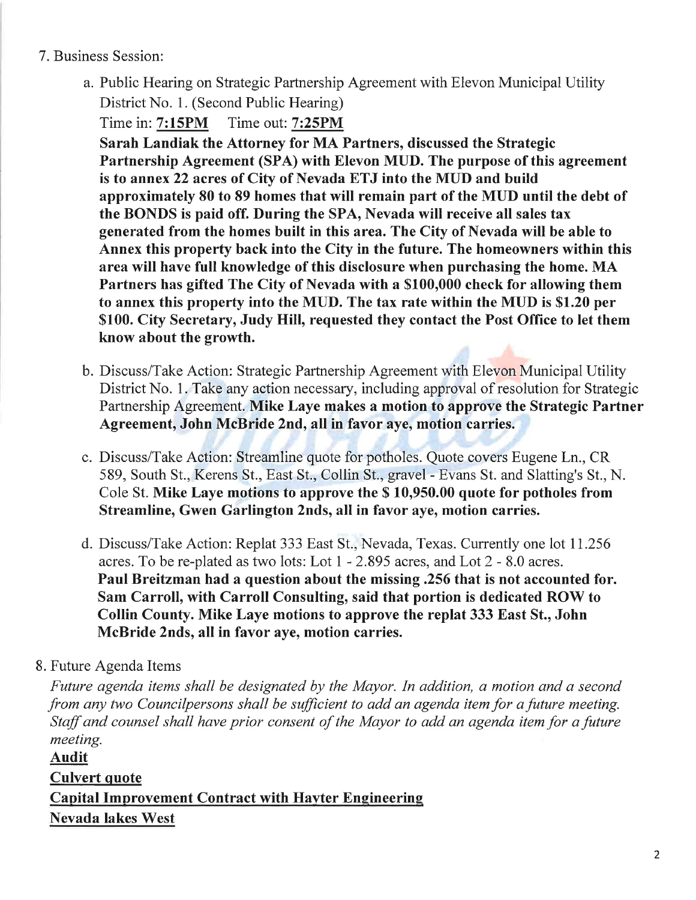7. Business Session:

   a. Public Hearing on Strategic Partnership Agreement with Elevon Municipal Utility District No. 1. (Second Public Hearing)
   Time in: **7:15PM** Time out: **7:25PM**
   **Sarah Landiak the Attorney for MA Partners, discussed the Strategic Partnership Agreement (SPA) with Elevon MUD. The purpose of this agreement is to annex 22 acres of City of Nevada ETJ into the MUD and build approximately 80 to 89 homes that will remain part of the MUD until the debt of the BONDS is paid off. During the SPA, Nevada will receive all sales tax generated from the homes built in this area. The City of Nevada will be able to Annex this property back into the City in the future. The homeowners within this area will have full knowledge of this disclosure when purchasing the home. MA Partners has gifted The City of Nevada with a $100,000 check for allowing them to annex this property into the MUD. The tax rate within the MUD is $1.20 per $100. City Secretary, Judy Hill, requested they contact the Post Office to let them know about the growth.**

   b. Discuss/Take Action: Strategic Partnership Agreement with Elevon Municipal Utility District No. 1. Take any action necessary, including approval of resolution for Strategic Partnership Agreement. **Mike Laye makes a motion to approve the Strategic Partner Agreement, John McBride 2nd, all in favor aye, motion carries.**

   c. Discuss/Take Action: Streamline quote for potholes. Quote covers Eugene Ln., CR 589, South St., Kerens St., East St., Collin St., gravel - Evans St. and Slatting's St., N. Cole St. **Mike Laye motions to approve the $ 10,950.00 quote for potholes from Streamline, Gwen Garlington 2nds, all in favor aye, motion carries.**

   d. Discuss/Take Action: Replat 333 East St., Nevada, Texas. Currently one lot 11.256 acres. To be re-plated as two lots: Lot 1 - 2.895 acres, and Lot 2 - 8.0 acres.
   **Paul Breitzman had a question about the missing .256 that is not accounted for. Sam Carroll, with Carroll Consulting, said that portion is dedicated ROW to Collin County. Mike Laye motions to approve the replat 333 East St., John McBride 2nds, all in favor aye, motion carries.**

8. Future Agenda Items
*Future agenda items shall be designated by the Mayor. In addition, a motion and a second from any two Councilpersons shall be sufficient to add an agenda item for a future meeting. Staff and counsel shall have prior consent of the Mayor to add an agenda item for a future meeting.*

**Audit**

**Culvert quote**

**Capital Improvement Contract with Hayter Engineering**

**Nevada lakes West**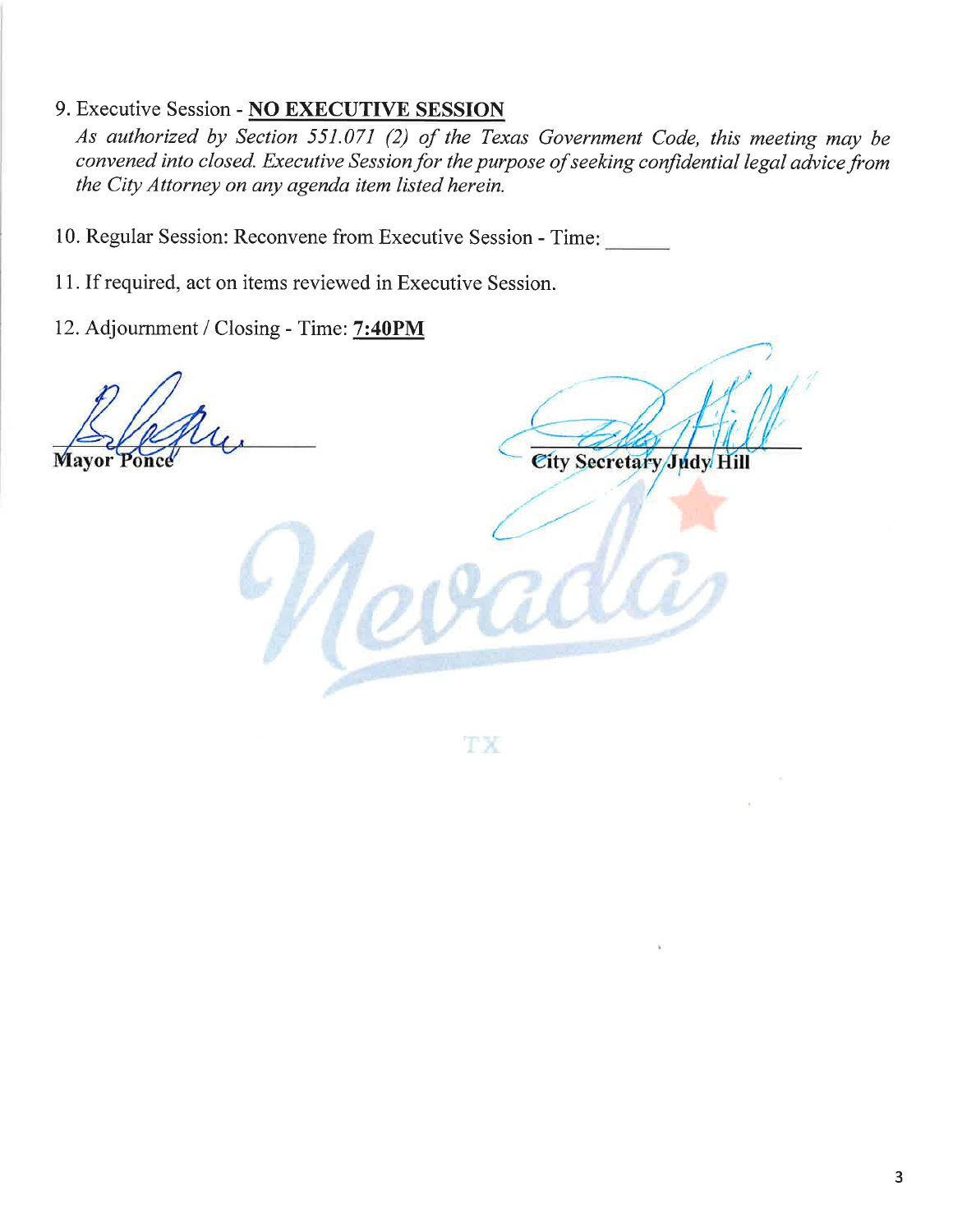9. Executive Session - **NO EXECUTIVE SESSION**

   *As authorized by Section 551.071 (2) of the Texas Government Code, this meeting may be convened into closed. Executive Session for the purpose of seeking confidential legal advice from the City Attorney on any agenda item listed herein.*

10. Regular Session: Reconvene from Executive Session - Time: ______

11. If required, act on items reviewed in Executive Session.

12. Adjournment / Closing - Time: **7:40PM**

**Mayor Ponce**

**City Secretary Judy Hill**